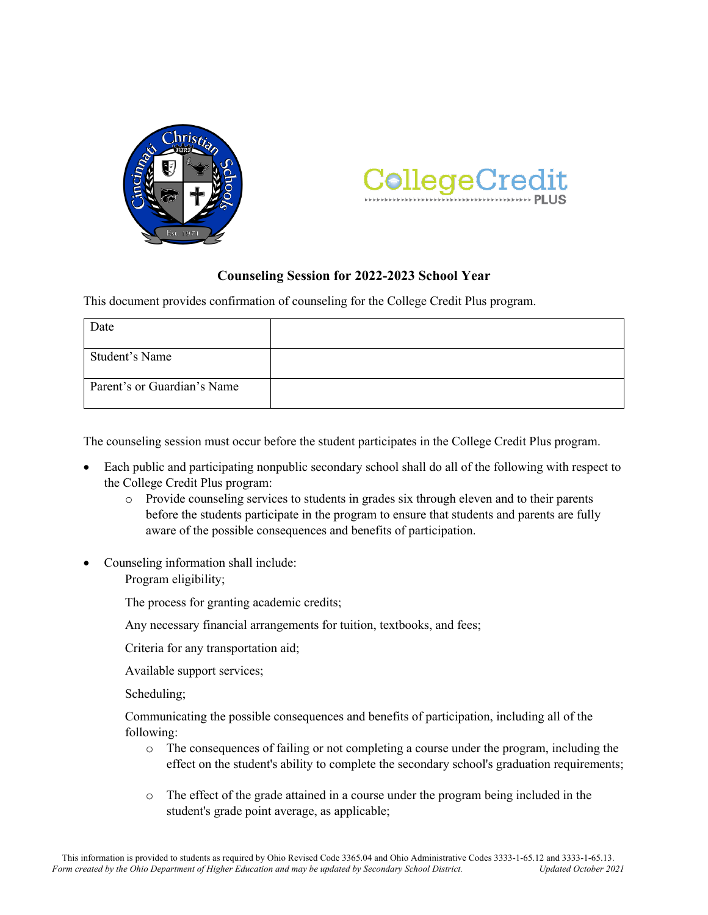## Counseling Session for 2022-2023 School Year

This document provides confirmation of counseling for the College Credit Plus program.

| Date | |
|---|---|
| Student's Name | |
| Parent's or Guardian's Name | |

The counseling session must occur before the student participates in the College Credit Plus program.

- Each public and participating nonpublic secondary school shall do all of the following with respect to the College Credit Plus program:
  - Provide counseling services to students in grades six through eleven and to their parents before the students participate in the program to ensure that students and parents are fully aware of the possible consequences and benefits of participation.

- Counseling information shall include:

  Program eligibility;

  The process for granting academic credits;

  Any necessary financial arrangements for tuition, textbooks, and fees;

  Criteria for any transportation aid;

  Available support services;

  Scheduling;

  Communicating the possible consequences and benefits of participation, including all of the following:
  - The consequences of failing or not completing a course under the program, including the effect on the student's ability to complete the secondary school's graduation requirements;
  - The effect of the grade attained in a course under the program being included in the student's grade point average, as applicable;

This information is provided to students as required by Ohio Revised Code 3365.04 and Ohio Administrative Codes 3333-1-65.12 and 3333-1-65.13.
*Form created by the Ohio Department of Higher Education and may be updated by Secondary School District.* *Updated October 2021*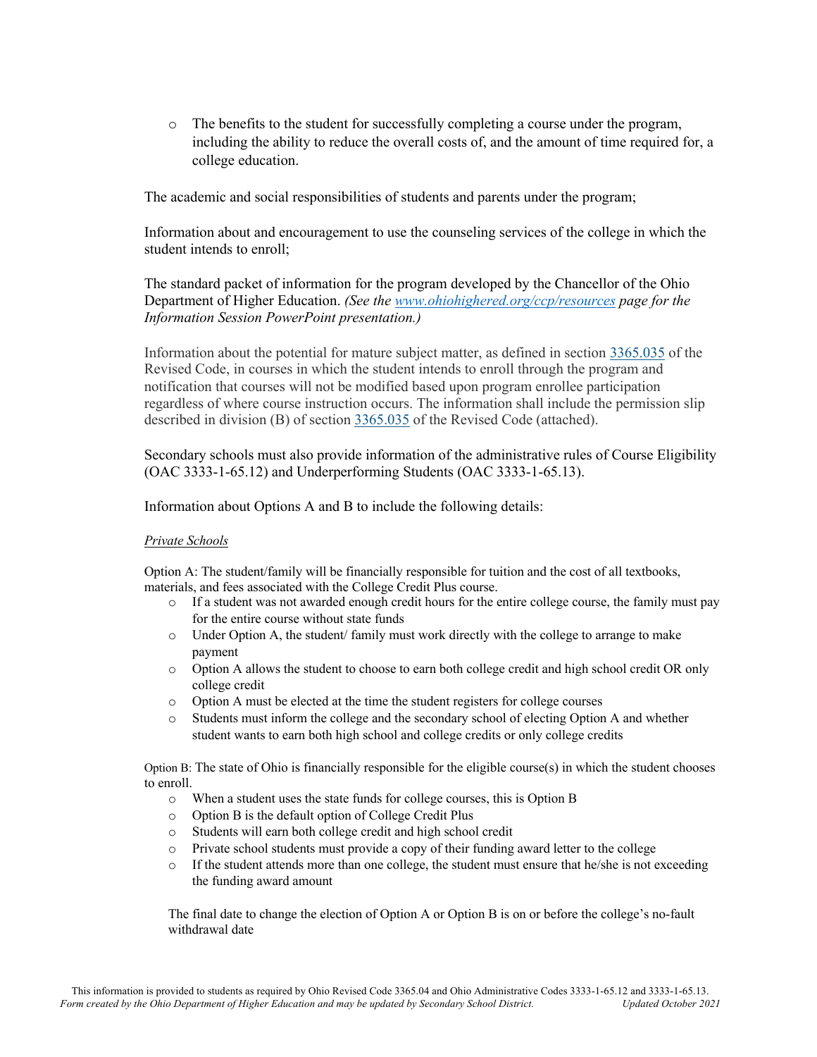- The benefits to the student for successfully completing a course under the program, including the ability to reduce the overall costs of, and the amount of time required for, a college education.

The academic and social responsibilities of students and parents under the program;

Information about and encouragement to use the counseling services of the college in which the student intends to enroll;

The standard packet of information for the program developed by the Chancellor of the Ohio Department of Higher Education. *(See the [www.ohiohighered.org/ccp/resources](www.ohiohighered.org/ccp/resources) page for the Information Session PowerPoint presentation.)*

Information about the potential for mature subject matter, as defined in section [3365.035](3365.035) of the Revised Code, in courses in which the student intends to enroll through the program and notification that courses will not be modified based upon program enrollee participation regardless of where course instruction occurs. The information shall include the permission slip described in division (B) of section [3365.035](3365.035) of the Revised Code (attached).

Secondary schools must also provide information of the administrative rules of Course Eligibility (OAC 3333-1-65.12) and Underperforming Students (OAC 3333-1-65.13).

Information about Options A and B to include the following details:

*Private Schools*

Option A: The student/family will be financially responsible for tuition and the cost of all textbooks, materials, and fees associated with the College Credit Plus course.

- If a student was not awarded enough credit hours for the entire college course, the family must pay for the entire course without state funds
- Under Option A, the student/ family must work directly with the college to arrange to make payment
- Option A allows the student to choose to earn both college credit and high school credit OR only college credit
- Option A must be elected at the time the student registers for college courses
- Students must inform the college and the secondary school of electing Option A and whether student wants to earn both high school and college credits or only college credits

Option B: The state of Ohio is financially responsible for the eligible course(s) in which the student chooses to enroll.

- When a student uses the state funds for college courses, this is Option B
- Option B is the default option of College Credit Plus
- Students will earn both college credit and high school credit
- Private school students must provide a copy of their funding award letter to the college
- If the student attends more than one college, the student must ensure that he/she is not exceeding the funding award amount

The final date to change the election of Option A or Option B is on or before the college's no-fault withdrawal date

This information is provided to students as required by Ohio Revised Code 3365.04 and Ohio Administrative Codes 3333-1-65.12 and 3333-1-65.13.
*Form created by the Ohio Department of Higher Education and may be updated by Secondary School District.* *Updated October 2021*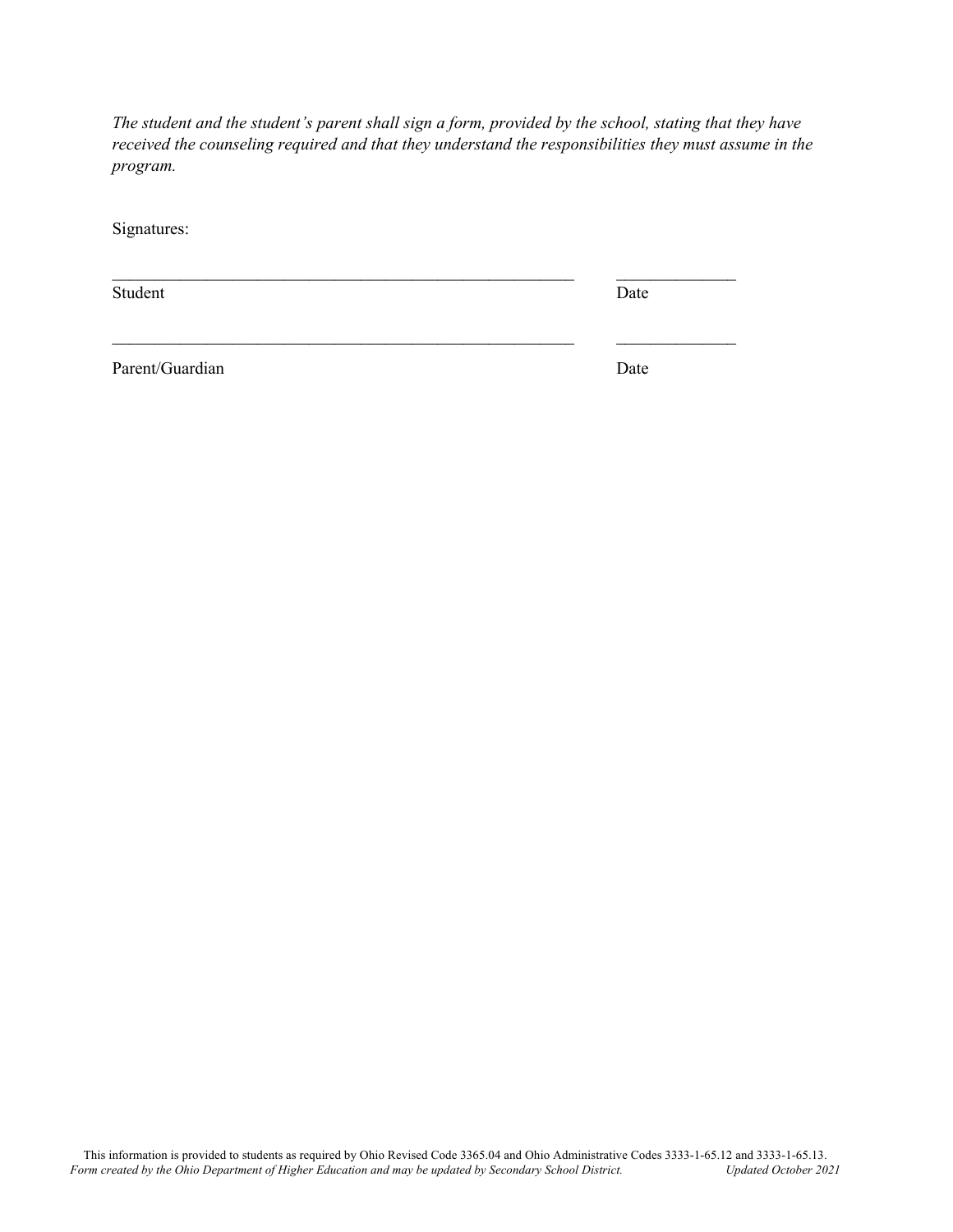*The student and the student's parent shall sign a form, provided by the school, stating that they have received the counseling required and that they understand the responsibilities they must assume in the program.*

Signatures:

\_\_\_\_\_\_\_\_\_\_\_\_\_\_\_\_\_\_\_\_\_\_\_\_\_\_\_\_\_\_\_\_\_\_\_\_\_\_\_\_\_\_\_\_\_\_\_\_\_\_\_\_\_\_\_\_ \_\_\_\_\_\_\_\_\_\_\_\_\_\_

Student Date

\_\_\_\_\_\_\_\_\_\_\_\_\_\_\_\_\_\_\_\_\_\_\_\_\_\_\_\_\_\_\_\_\_\_\_\_\_\_\_\_\_\_\_\_\_\_\_\_\_\_\_\_\_\_\_\_ \_\_\_\_\_\_\_\_\_\_\_\_\_\_

Parent/Guardian Date

This information is provided to students as required by Ohio Revised Code 3365.04 and Ohio Administrative Codes 3333-1-65.12 and 3333-1-65.13.
*Form created by the Ohio Department of Higher Education and may be updated by Secondary School District. Updated October 2021*